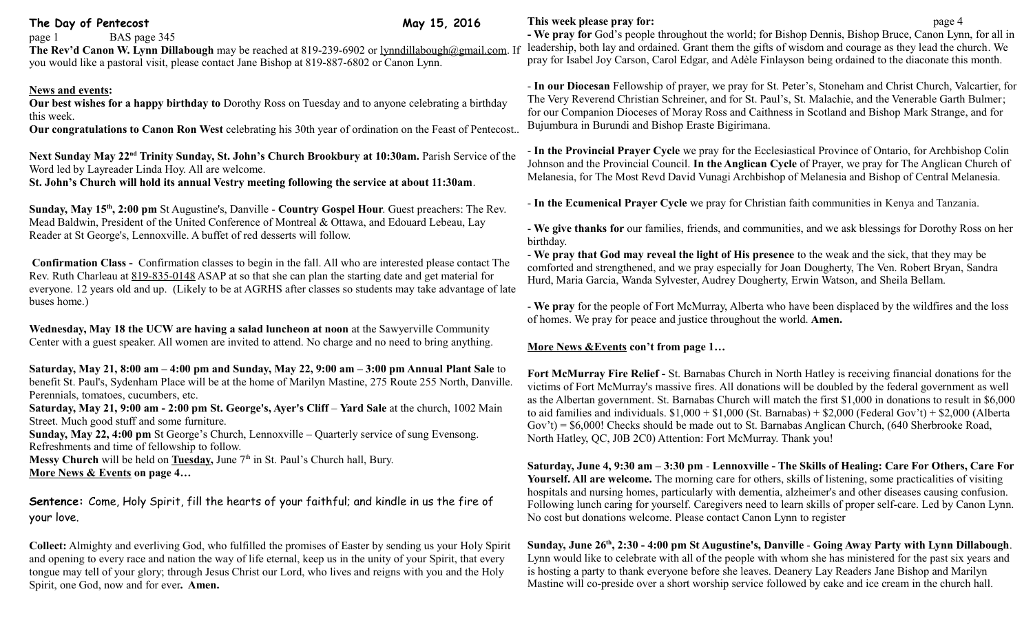# The Day of Pentecost May 15, 2016

page 1 BAS page 345

**The Rev'd Canon W. Lynn Dillabough** may be reached at 819-239-6902 or lynndillabough@gmail.com. If you would like a pastoral visit, please contact Jane Bishop at 819-887-6802 or Canon Lynn.

**News and events:**

**Our best wishes for a happy birthday to** Dorothy Ross on Tuesday and to anyone celebrating a birthday this week.

**Our congratulations to Canon Ron West** celebrating his 30th year of ordination on the Feast of Pentecost..

**Next Sunday May 22nd Trinity Sunday, St. John's Church Brookbury at 10:30am.** Parish Service of the Word led by Layreader Linda Hoy. All are welcome.

**St. John's Church will hold its annual Vestry meeting following the service at about 11:30am**.

**Sunday, May 15th, 2:00 pm** St Augustine's, Danville - **Country Gospel Hour**. Guest preachers: The Rev. Mead Baldwin, President of the United Conference of Montreal & Ottawa, and Edouard Lebeau, Lay Reader at St George's, Lennoxville. A buffet of red desserts will follow.

**Confirmation Class -** Confirmation classes to begin in the fall. All who are interested please contact The Rev. Ruth Charleau at 819-835-0148 ASAP at so that she can plan the starting date and get material for everyone. 12 years old and up. (Likely to be at AGRHS after classes so students may take advantage of late buses home.)

**Wednesday, May 18 the UCW are having a salad luncheon at noon** at the Sawyerville Community Center with a guest speaker. All women are invited to attend. No charge and no need to bring anything.

**Saturday, May 21, 8:00 am – 4:00 pm and Sunday, May 22, 9:00 am – 3:00 pm Annual Plant Sale** to benefit St. Paul's, Sydenham Place will be at the home of Marilyn Mastine, 275 Route 255 North, Danville. Perennials, tomatoes, cucumbers, etc.

**Saturday, May 21, 9:00 am - 2:00 pm St. George's, Ayer's Cliff** – **Yard Sale** at the church, 1002 Main Street. Much good stuff and some furniture.

**Sunday, May 22, 4:00 pm** St George's Church, Lennoxville – Quarterly service of sung Evensong. Refreshments and time of fellowship to follow.

**Messy Church** will be held on **Tuesday,** June 7th in St. Paul's Church hall, Bury.

**More News & Events on page 4…**

**Sentence:** Come, Holy Spirit, fill the hearts of your faithful; and kindle in us the fire of your love.

**Collect:** Almighty and everliving God, who fulfilled the promises of Easter by sending us your Holy Spirit and opening to every race and nation the way of life eternal, keep us in the unity of your Spirit, that every tongue may tell of your glory; through Jesus Christ our Lord, who lives and reigns with you and the Holy Spirit, one God, now and for ever**. Amen.**

**This week please pray for:** page 4

**- We pray for** God's people throughout the world; for Bishop Dennis, Bishop Bruce, Canon Lynn, for all in leadership, both lay and ordained. Grant them the gifts of wisdom and courage as they lead the church. We pray for Isabel Joy Carson, Carol Edgar, and Adèle Finlayson being ordained to the diaconate this month.

- **In our Diocesan** Fellowship of prayer, we pray for St. Peter's, Stoneham and Christ Church, Valcartier, for The Very Reverend Christian Schreiner, and for St. Paul's, St. Malachie, and the Venerable Garth Bulmer; for our Companion Dioceses of Moray Ross and Caithness in Scotland and Bishop Mark Strange, and for Bujumbura in Burundi and Bishop Eraste Bigirimana.

- **In the Provincial Prayer Cycle** we pray for the Ecclesiastical Province of Ontario, for Archbishop Colin Johnson and the Provincial Council. **In the Anglican Cycle** of Prayer, we pray for The Anglican Church of Melanesia, for The Most Revd David Vunagi Archbishop of Melanesia and Bishop of Central Melanesia.

- **In the Ecumenical Prayer Cycle** we pray for Christian faith communities in Kenya and Tanzania.

- **We give thanks for** our families, friends, and communities, and we ask blessings for Dorothy Ross on her birthday.

- **We pray that God may reveal the light of His presence** to the weak and the sick, that they may be comforted and strengthened, and we pray especially for Joan Dougherty, The Ven. Robert Bryan, Sandra Hurd, Maria Garcia, Wanda Sylvester, Audrey Dougherty, Erwin Watson, and Sheila Bellam.

- **We pray** for the people of Fort McMurray, Alberta who have been displaced by the wildfires and the loss of homes. We pray for peace and justice throughout the world. **Amen.**

**More News &Events con't from page 1…**

**Fort McMurray Fire Relief -** St. Barnabas Church in North Hatley is receiving financial donations for the victims of Fort McMurray's massive fires. All donations will be doubled by the federal government as well as the Albertan government. St. Barnabas Church will match the first $1,000 in donations to result in $6,000 to aid families and individuals. $1,000 + $1,000 (St. Barnabas) + $2,000 (Federal Gov't) + $2,000 (Alberta Gov't) = $6,000! Checks should be made out to St. Barnabas Anglican Church, (640 Sherbrooke Road, North Hatley, QC, J0B 2C0) Attention: Fort McMurray. Thank you!

**Saturday, June 4, 9:30 am – 3:30 pm** - **Lennoxville - The Skills of Healing: Care For Others, Care For Yourself. All are welcome.** The morning care for others, skills of listening, some practicalities of visiting hospitals and nursing homes, particularly with dementia, alzheimer's and other diseases causing confusion. Following lunch caring for yourself. Caregivers need to learn skills of proper self-care. Led by Canon Lynn. No cost but donations welcome. Please contact Canon Lynn to register

**Sunday, June 26th, 2:30 - 4:00 pm St Augustine's, Danville** - **Going Away Party with Lynn Dillabough**. Lynn would like to celebrate with all of the people with whom she has ministered for the past six years and is hosting a party to thank everyone before she leaves. Deanery Lay Readers Jane Bishop and Marilyn Mastine will co-preside over a short worship service followed by cake and ice cream in the church hall.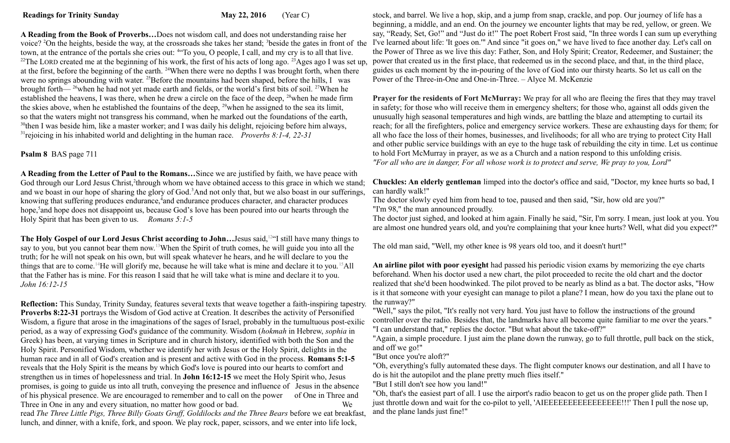**Readings for Trinity Sunday** **May 22, 2016** (Year C)

**A Reading from the Book of Proverbs…**Does not wisdom call, and does not understanding raise her voice? [2]On the heights, beside the way, at the crossroads she takes her stand; [3]beside the gates in front of the town, at the entrance of the portals she cries out: [4]"To you, O people, I call, and my cry is to all that live. [22]The LORD created me at the beginning of his work, the first of his acts of long ago. [23]Ages ago I was set up, at the first, before the beginning of the earth. [24]When there were no depths I was brought forth, when there were no springs abounding with water. [25]Before the mountains had been shaped, before the hills, I was brought forth— [26]when he had not yet made earth and fields, or the world's first bits of soil. [27]When he established the heavens, I was there, when he drew a circle on the face of the deep, [28]when he made firm the skies above, when he established the fountains of the deep, [29]when he assigned to the sea its limit, so that the waters might not transgress his command, when he marked out the foundations of the earth, [30]then I was beside him, like a master worker; and I was daily his delight, rejoicing before him always, [31]rejoicing in his inhabited world and delighting in the human race. *Proverbs 8:1-4, 22-31*

**Psalm 8** BAS page 711

**A Reading from the Letter of Paul to the Romans…**Since we are justified by faith, we have peace with God through our Lord Jesus Christ,[2]through whom we have obtained access to this grace in which we stand; and we boast in our hope of sharing the glory of God.[3]And not only that, but we also boast in our sufferings, knowing that suffering produces endurance,[4]and endurance produces character, and character produces hope,[5]and hope does not disappoint us, because God's love has been poured into our hearts through the Holy Spirit that has been given to us. *Romans 5:1-5*

**The Holy Gospel of our Lord Jesus Christ according to John…**Jesus said,[12]"I still have many things to say to you, but you cannot bear them now.[13]When the Spirit of truth comes, he will guide you into all the truth; for he will not speak on his own, but will speak whatever he hears, and he will declare to you the things that are to come.[14]He will glorify me, because he will take what is mine and declare it to you.[15]All that the Father has is mine. For this reason I said that he will take what is mine and declare it to you. *John 16:12-15*

**Reflection:** This Sunday, Trinity Sunday, features several texts that weave together a faith-inspiring tapestry. **Proverbs 8:22-31** portrays the Wisdom of God active at Creation. It describes the activity of Personified Wisdom, a figure that arose in the imaginations of the sages of Israel, probably in the tumultuous post-exilic period, as a way of expressing God's guidance of the community. Wisdom (*hokmah* in Hebrew, *sophia* in Greek) has been, at varying times in Scripture and in church history, identified with both the Son and the Holy Spirit. Personified Wisdom, whether we identify her with Jesus or the Holy Spirit, delights in the human race and in all of God's creation and is present and active with God in the process. **Romans 5:1-5** reveals that the Holy Spirit is the means by which God's love is poured into our hearts to comfort and strengthen us in times of hopelessness and trial. In **John 16:12-15** we meet the Holy Spirit who, Jesus promises, is going to guide us into all truth, conveying the presence and influence of Jesus in the absence of his physical presence. We are encouraged to remember and to call on the power of One in Three and Three in One in any and every situation, no matter how good or bad. We read *The Three Little Pigs, Three Billy Goats Gruff, Goldilocks and the Three Bears* before we eat breakfast, lunch, and dinner, with a knife, fork, and spoon. We play rock, paper, scissors, and we enter into life lock, stock, and barrel. We live a hop, skip, and a jump from snap, crackle, and pop. Our journey of life has a beginning, a middle, and an end. On the journey we encounter lights that may be red, yellow, or green. We say, "Ready, Set, Go!" and "Just do it!" The poet Robert Frost said, "In three words I can sum up everything I've learned about life: 'It goes on.'" And since "it goes on," we have lived to face another day. Let's call on the Power of Three as we live this day: Father, Son, and Holy Spirit; Creator, Redeemer, and Sustainer; the power that created us in the first place, that redeemed us in the second place, and that, in the third place, guides us each moment by the in-pouring of the love of God into our thirsty hearts. So let us call on the Power of the Three-in-One and One-in-Three. – Alyce M. McKenzie

**Prayer for the residents of Fort McMurray:** We pray for all who are fleeing the fires that they may travel in safety; for those who will receive them in emergency shelters; for those who, against all odds given the unusually high seasonal temperatures and high winds, are battling the blaze and attempting to curtail its reach; for all the firefighters, police and emergency service workers. These are exhausting days for them; for all who face the loss of their homes, businesses, and livelihoods; for all who are trying to protect City Hall and other public service buildings with an eye to the huge task of rebuilding the city in time. Let us continue to hold Fort McMurray in prayer, as we as a Church and a nation respond to this unfolding crisis.
*"For all who are in danger, For all whose work is to protect and serve, We pray to you, Lord"*

**Chuckles: An elderly gentleman** limped into the doctor's office and said, "Doctor, my knee hurts so bad, I can hardly walk!"
The doctor slowly eyed him from head to toe, paused and then said, "Sir, how old are you?"
"I'm 98," the man announced proudly.
The doctor just sighed, and looked at him again. Finally he said, "Sir, I'm sorry. I mean, just look at you. You are almost one hundred years old, and you're complaining that your knee hurts? Well, what did you expect?"

The old man said, "Well, my other knee is 98 years old too, and it doesn't hurt!"

**An airline pilot with poor eyesight** had passed his periodic vision exams by memorizing the eye charts beforehand. When his doctor used a new chart, the pilot proceeded to recite the old chart and the doctor realized that she'd been hoodwinked. The pilot proved to be nearly as blind as a bat. The doctor asks, "How is it that someone with your eyesight can manage to pilot a plane? I mean, how do you taxi the plane out to the runway?"
"Well," says the pilot, "It's really not very hard. You just have to follow the instructions of the ground controller over the radio. Besides that, the landmarks have all become quite familiar to me over the years."
"I can understand that," replies the doctor. "But what about the take-off?"
"Again, a simple procedure. I just aim the plane down the runway, go to full throttle, pull back on the stick, and off we go!"
"But once you're aloft?"
"Oh, everything's fully automated these days. The flight computer knows our destination, and all I have to do is hit the autopilot and the plane pretty much flies itself."
"But I still don't see how you land!"
"Oh, that's the easiest part of all. I use the airport's radio beacon to get us on the proper glide path. Then I just throttle down and wait for the co-pilot to yell, 'AIEEEEEEEEEEEEEEEE!!!' Then I pull the nose up, and the plane lands just fine!"